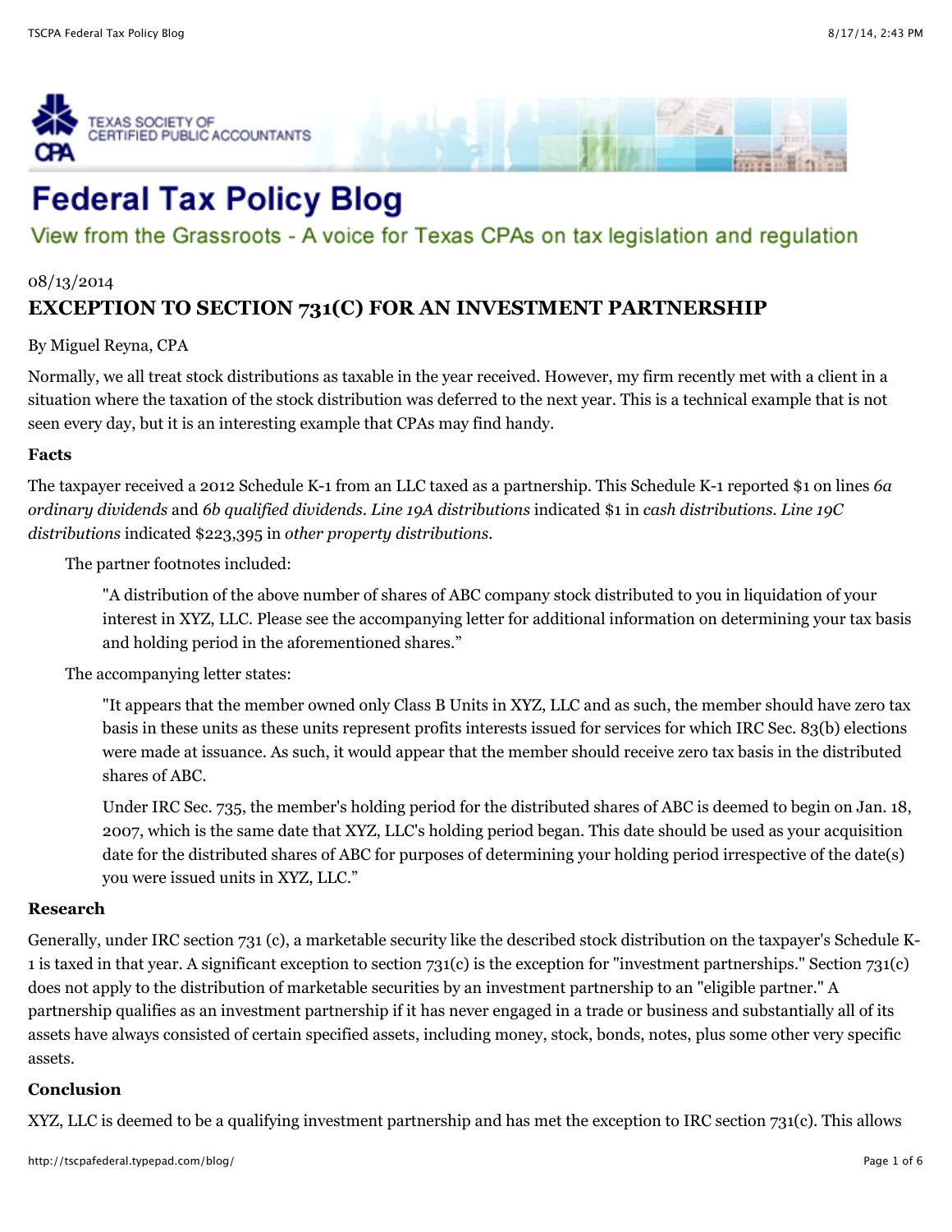# Federal Tax Policy Blog

View from the Grassroots - A voice for Texas CPAs on tax legislation and regulation

08/13/2014

## EXCEPTION TO SECTION 731(C) FOR AN INVESTMENT PARTNERSHIP

By Miguel Reyna, CPA

Normally, we all treat stock distributions as taxable in the year received. However, my firm recently met with a client in a situation where the taxation of the stock distribution was deferred to the next year. This is a technical example that is not seen every day, but it is an interesting example that CPAs may find handy.

**Facts**

The taxpayer received a 2012 Schedule K-1 from an LLC taxed as a partnership. This Schedule K-1 reported $1 on lines *6a ordinary dividends* and *6b qualified dividends*. *Line 19A distributions* indicated $1 in *cash distributions*. *Line 19C distributions* indicated $223,395 in *other property distributions*.

The partner footnotes included:

> "A distribution of the above number of shares of ABC company stock distributed to you in liquidation of your interest in XYZ, LLC. Please see the accompanying letter for additional information on determining your tax basis and holding period in the aforementioned shares."

The accompanying letter states:

> "It appears that the member owned only Class B Units in XYZ, LLC and as such, the member should have zero tax basis in these units as these units represent profits interests issued for services for which IRC Sec. 83(b) elections were made at issuance. As such, it would appear that the member should receive zero tax basis in the distributed shares of ABC.
>
> Under IRC Sec. 735, the member's holding period for the distributed shares of ABC is deemed to begin on Jan. 18, 2007, which is the same date that XYZ, LLC's holding period began. This date should be used as your acquisition date for the distributed shares of ABC for purposes of determining your holding period irrespective of the date(s) you were issued units in XYZ, LLC."

**Research**

Generally, under IRC section 731 (c), a marketable security like the described stock distribution on the taxpayer's Schedule K-1 is taxed in that year. A significant exception to section 731(c) is the exception for "investment partnerships." Section 731(c) does not apply to the distribution of marketable securities by an investment partnership to an "eligible partner." A partnership qualifies as an investment partnership if it has never engaged in a trade or business and substantially all of its assets have always consisted of certain specified assets, including money, stock, bonds, notes, plus some other very specific assets.

**Conclusion**

XYZ, LLC is deemed to be a qualifying investment partnership and has met the exception to IRC section 731(c). This allows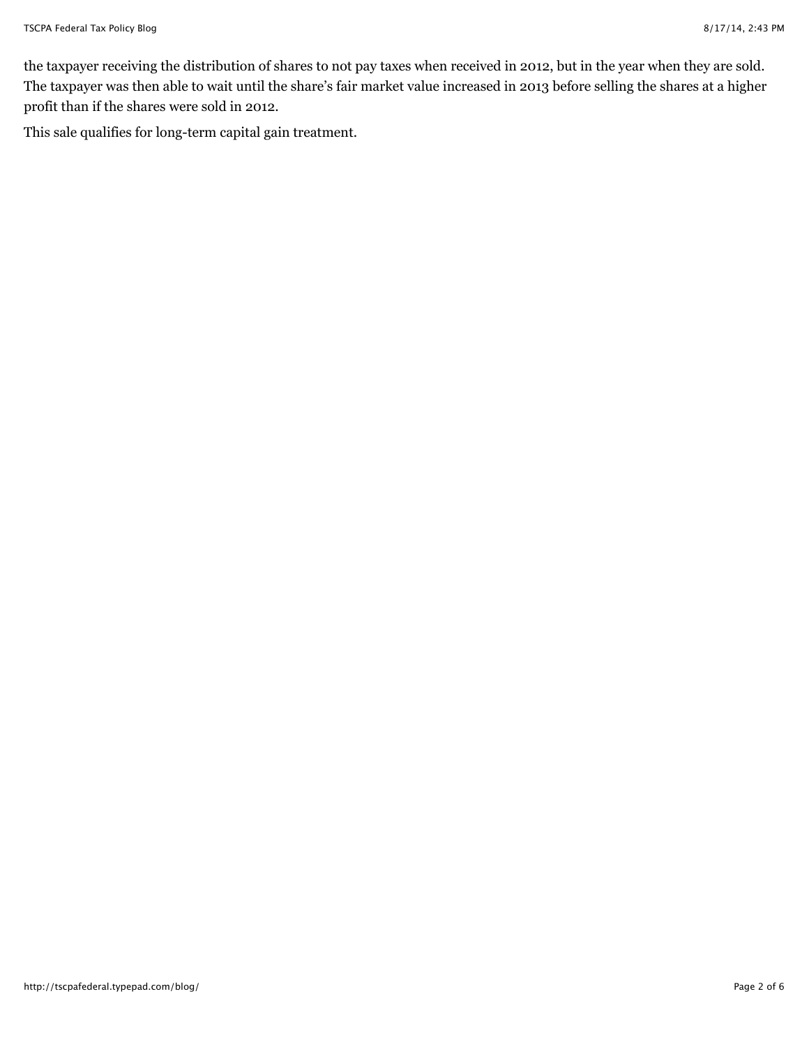the taxpayer receiving the distribution of shares to not pay taxes when received in 2012, but in the year when they are sold. The taxpayer was then able to wait until the share's fair market value increased in 2013 before selling the shares at a higher profit than if the shares were sold in 2012.

This sale qualifies for long-term capital gain treatment.